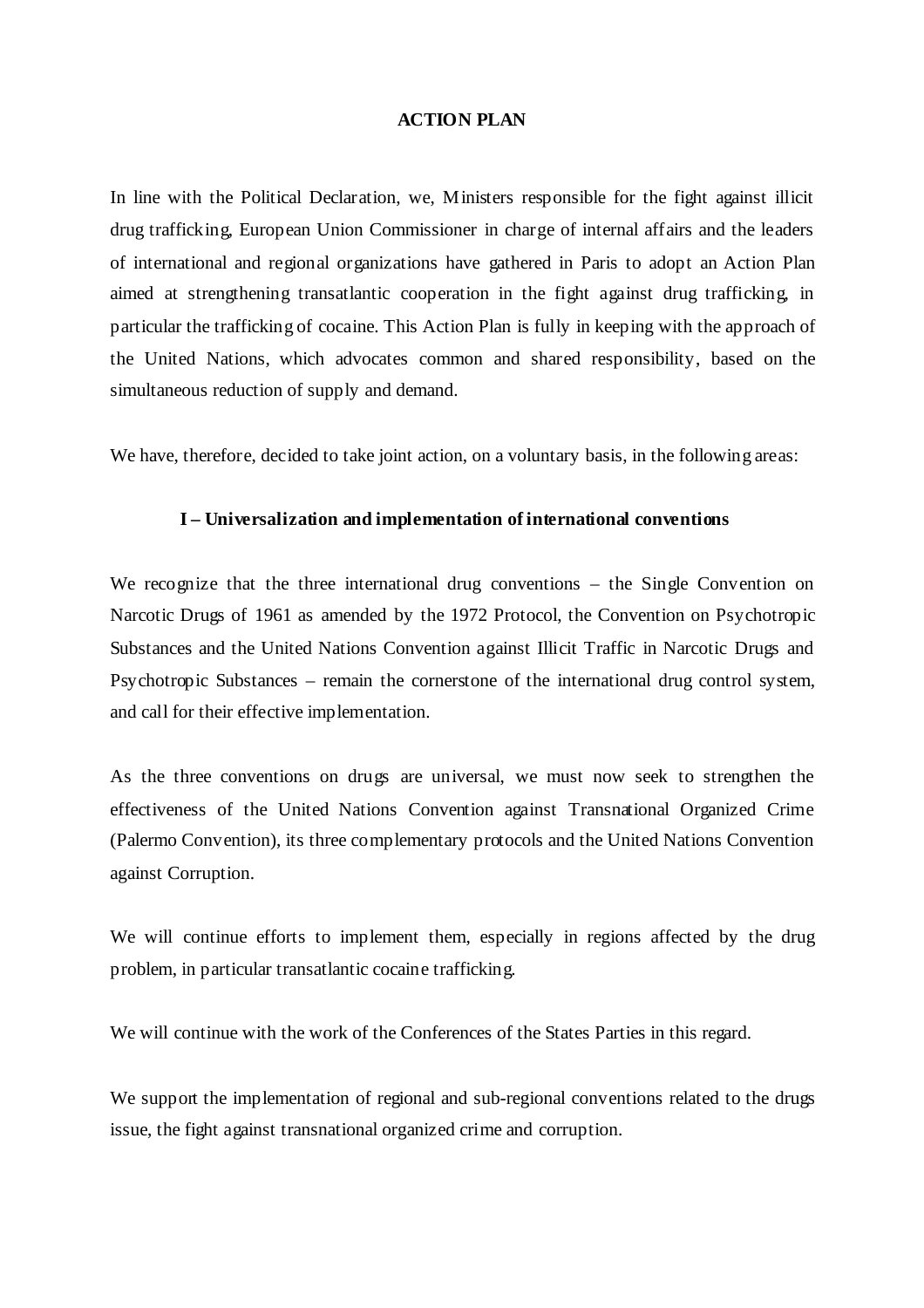# ACTION PLAN

In line with the Political Declaration, we, Ministers responsible for the fight against illicit drug trafficking, European Union Commissioner in charge of internal affairs and the leaders of international and regional organizations have gathered in Paris to adopt an Action Plan aimed at strengthening transatlantic cooperation in the fight against drug trafficking, in particular the trafficking of cocaine. This Action Plan is fully in keeping with the approach of the United Nations, which advocates common and shared responsibility, based on the simultaneous reduction of supply and demand.

We have, therefore, decided to take joint action, on a voluntary basis, in the following areas:

## I – Universalization and implementation of international conventions

We recognize that the three international drug conventions – the Single Convention on Narcotic Drugs of 1961 as amended by the 1972 Protocol, the Convention on Psychotropic Substances and the United Nations Convention against Illicit Traffic in Narcotic Drugs and Psychotropic Substances – remain the cornerstone of the international drug control system, and call for their effective implementation.

As the three conventions on drugs are universal, we must now seek to strengthen the effectiveness of the United Nations Convention against Transnational Organized Crime (Palermo Convention), its three complementary protocols and the United Nations Convention against Corruption.

We will continue efforts to implement them, especially in regions affected by the drug problem, in particular transatlantic cocaine trafficking.

We will continue with the work of the Conferences of the States Parties in this regard.

We support the implementation of regional and sub-regional conventions related to the drugs issue, the fight against transnational organized crime and corruption.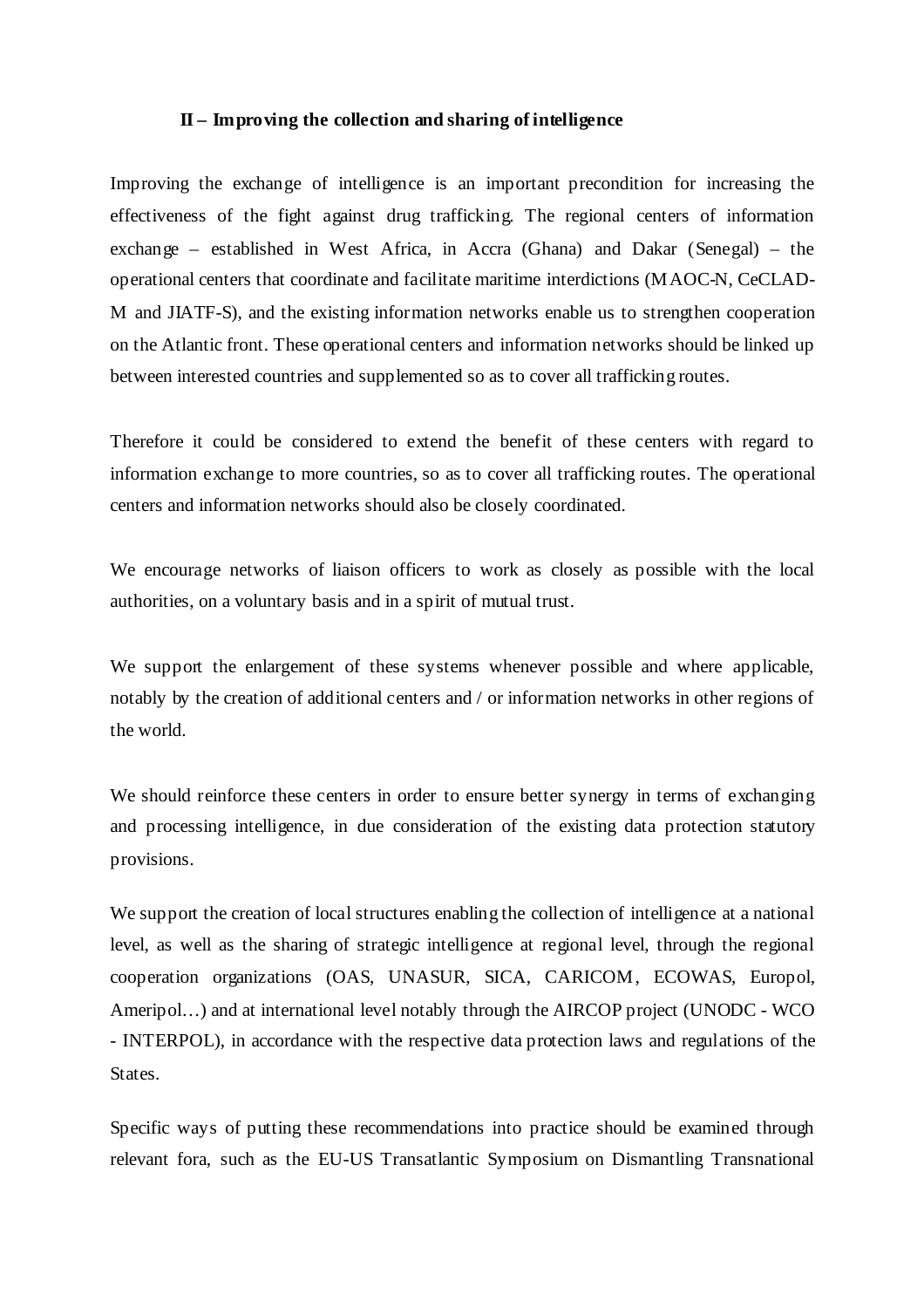## II – Improving the collection and sharing of intelligence

Improving the exchange of intelligence is an important precondition for increasing the effectiveness of the fight against drug trafficking. The regional centers of information exchange – established in West Africa, in Accra (Ghana) and Dakar (Senegal) – the operational centers that coordinate and facilitate maritime interdictions (MAOC-N, CeCLAD-M and JIATF-S), and the existing information networks enable us to strengthen cooperation on the Atlantic front. These operational centers and information networks should be linked up between interested countries and supplemented so as to cover all trafficking routes.

Therefore it could be considered to extend the benefit of these centers with regard to information exchange to more countries, so as to cover all trafficking routes. The operational centers and information networks should also be closely coordinated.

We encourage networks of liaison officers to work as closely as possible with the local authorities, on a voluntary basis and in a spirit of mutual trust.

We support the enlargement of these systems whenever possible and where applicable, notably by the creation of additional centers and / or information networks in other regions of the world.

We should reinforce these centers in order to ensure better synergy in terms of exchanging and processing intelligence, in due consideration of the existing data protection statutory provisions.

We support the creation of local structures enabling the collection of intelligence at a national level, as well as the sharing of strategic intelligence at regional level, through the regional cooperation organizations (OAS, UNASUR, SICA, CARICOM, ECOWAS, Europol, Ameripol…) and at international level notably through the AIRCOP project (UNODC - WCO - INTERPOL), in accordance with the respective data protection laws and regulations of the States.

Specific ways of putting these recommendations into practice should be examined through relevant fora, such as the EU-US Transatlantic Symposium on Dismantling Transnational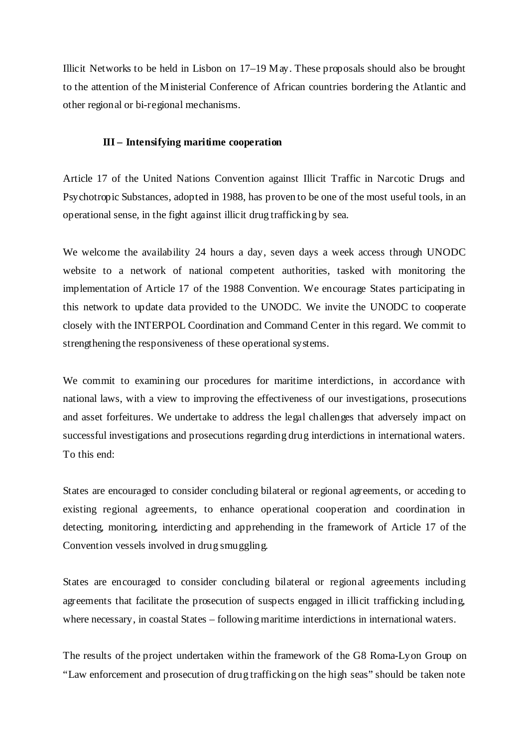Illicit Networks to be held in Lisbon on 17–19 May. These proposals should also be brought to the attention of the Ministerial Conference of African countries bordering the Atlantic and other regional or bi-regional mechanisms.

### III – Intensifying maritime cooperation

Article 17 of the United Nations Convention against Illicit Traffic in Narcotic Drugs and Psychotropic Substances, adopted in 1988, has proven to be one of the most useful tools, in an operational sense, in the fight against illicit drug trafficking by sea.

We welcome the availability 24 hours a day, seven days a week access through UNODC website to a network of national competent authorities, tasked with monitoring the implementation of Article 17 of the 1988 Convention. We encourage States participating in this network to update data provided to the UNODC. We invite the UNODC to cooperate closely with the INTERPOL Coordination and Command Center in this regard. We commit to strengthening the responsiveness of these operational systems.

We commit to examining our procedures for maritime interdictions, in accordance with national laws, with a view to improving the effectiveness of our investigations, prosecutions and asset forfeitures. We undertake to address the legal challenges that adversely impact on successful investigations and prosecutions regarding drug interdictions in international waters. To this end:

States are encouraged to consider concluding bilateral or regional agreements, or acceding to existing regional agreements, to enhance operational cooperation and coordination in detecting, monitoring, interdicting and apprehending in the framework of Article 17 of the Convention vessels involved in drug smuggling.

States are encouraged to consider concluding bilateral or regional agreements including agreements that facilitate the prosecution of suspects engaged in illicit trafficking including, where necessary, in coastal States – following maritime interdictions in international waters.

The results of the project undertaken within the framework of the G8 Roma-Lyon Group on “Law enforcement and prosecution of drug trafficking on the high seas” should be taken note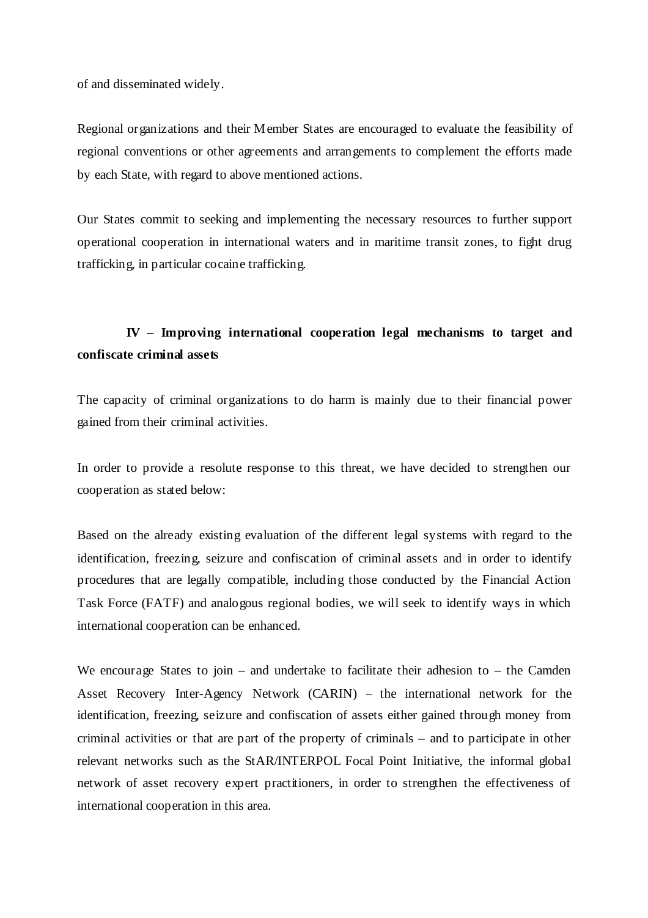of and disseminated widely.

Regional organizations and their Member States are encouraged to evaluate the feasibility of regional conventions or other agreements and arrangements to complement the efforts made by each State, with regard to above mentioned actions.

Our States commit to seeking and implementing the necessary resources to further support operational cooperation in international waters and in maritime transit zones, to fight drug trafficking, in particular cocaine trafficking.

## IV – Improving international cooperation legal mechanisms to target and confiscate criminal assets

The capacity of criminal organizations to do harm is mainly due to their financial power gained from their criminal activities.

In order to provide a resolute response to this threat, we have decided to strengthen our cooperation as stated below:

Based on the already existing evaluation of the different legal systems with regard to the identification, freezing, seizure and confiscation of criminal assets and in order to identify procedures that are legally compatible, including those conducted by the Financial Action Task Force (FATF) and analogous regional bodies, we will seek to identify ways in which international cooperation can be enhanced.

We encourage States to join – and undertake to facilitate their adhesion to – the Camden Asset Recovery Inter-Agency Network (CARIN) – the international network for the identification, freezing, seizure and confiscation of assets either gained through money from criminal activities or that are part of the property of criminals – and to participate in other relevant networks such as the StAR/INTERPOL Focal Point Initiative, the informal global network of asset recovery expert practitioners, in order to strengthen the effectiveness of international cooperation in this area.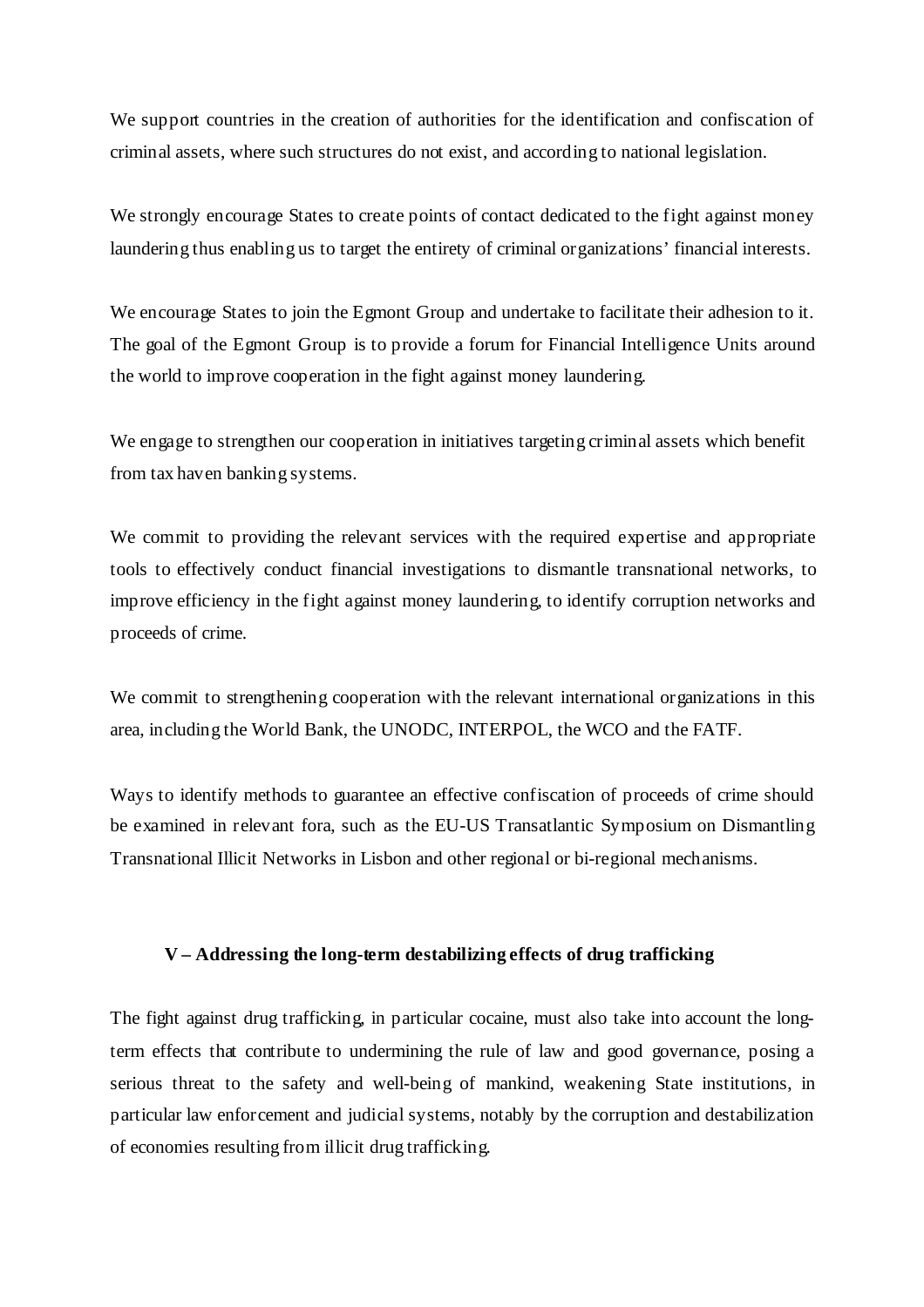We support countries in the creation of authorities for the identification and confiscation of criminal assets, where such structures do not exist, and according to national legislation.

We strongly encourage States to create points of contact dedicated to the fight against money laundering thus enabling us to target the entirety of criminal organizations' financial interests.

We encourage States to join the Egmont Group and undertake to facilitate their adhesion to it. The goal of the Egmont Group is to provide a forum for Financial Intelligence Units around the world to improve cooperation in the fight against money laundering.

We engage to strengthen our cooperation in initiatives targeting criminal assets which benefit from tax haven banking systems.

We commit to providing the relevant services with the required expertise and appropriate tools to effectively conduct financial investigations to dismantle transnational networks, to improve efficiency in the fight against money laundering, to identify corruption networks and proceeds of crime.

We commit to strengthening cooperation with the relevant international organizations in this area, including the World Bank, the UNODC, INTERPOL, the WCO and the FATF.

Ways to identify methods to guarantee an effective confiscation of proceeds of crime should be examined in relevant fora, such as the EU-US Transatlantic Symposium on Dismantling Transnational Illicit Networks in Lisbon and other regional or bi-regional mechanisms.

## V – Addressing the long-term destabilizing effects of drug trafficking

The fight against drug trafficking, in particular cocaine, must also take into account the long-term effects that contribute to undermining the rule of law and good governance, posing a serious threat to the safety and well-being of mankind, weakening State institutions, in particular law enforcement and judicial systems, notably by the corruption and destabilization of economies resulting from illicit drug trafficking.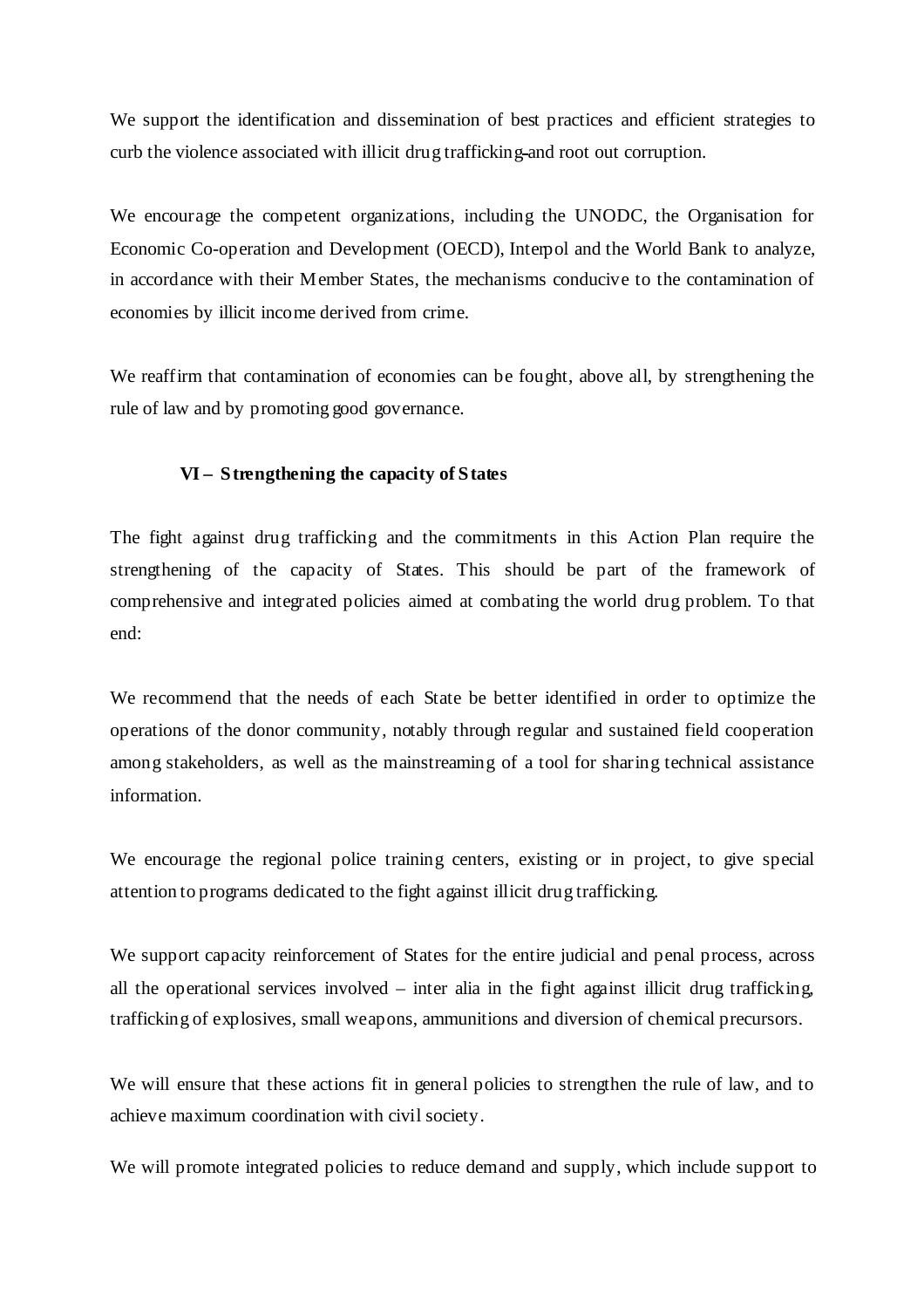We support the identification and dissemination of best practices and efficient strategies to curb the violence associated with illicit drug trafficking and root out corruption.

We encourage the competent organizations, including the UNODC, the Organisation for Economic Co-operation and Development (OECD), Interpol and the World Bank to analyze, in accordance with their Member States, the mechanisms conducive to the contamination of economies by illicit income derived from crime.

We reaffirm that contamination of economies can be fought, above all, by strengthening the rule of law and by promoting good governance.

### VI – Strengthening the capacity of States

The fight against drug trafficking and the commitments in this Action Plan require the strengthening of the capacity of States. This should be part of the framework of comprehensive and integrated policies aimed at combating the world drug problem. To that end:

We recommend that the needs of each State be better identified in order to optimize the operations of the donor community, notably through regular and sustained field cooperation among stakeholders, as well as the mainstreaming of a tool for sharing technical assistance information.

We encourage the regional police training centers, existing or in project, to give special attention to programs dedicated to the fight against illicit drug trafficking.

We support capacity reinforcement of States for the entire judicial and penal process, across all the operational services involved – inter alia in the fight against illicit drug trafficking, trafficking of explosives, small weapons, ammunitions and diversion of chemical precursors.

We will ensure that these actions fit in general policies to strengthen the rule of law, and to achieve maximum coordination with civil society.

We will promote integrated policies to reduce demand and supply, which include support to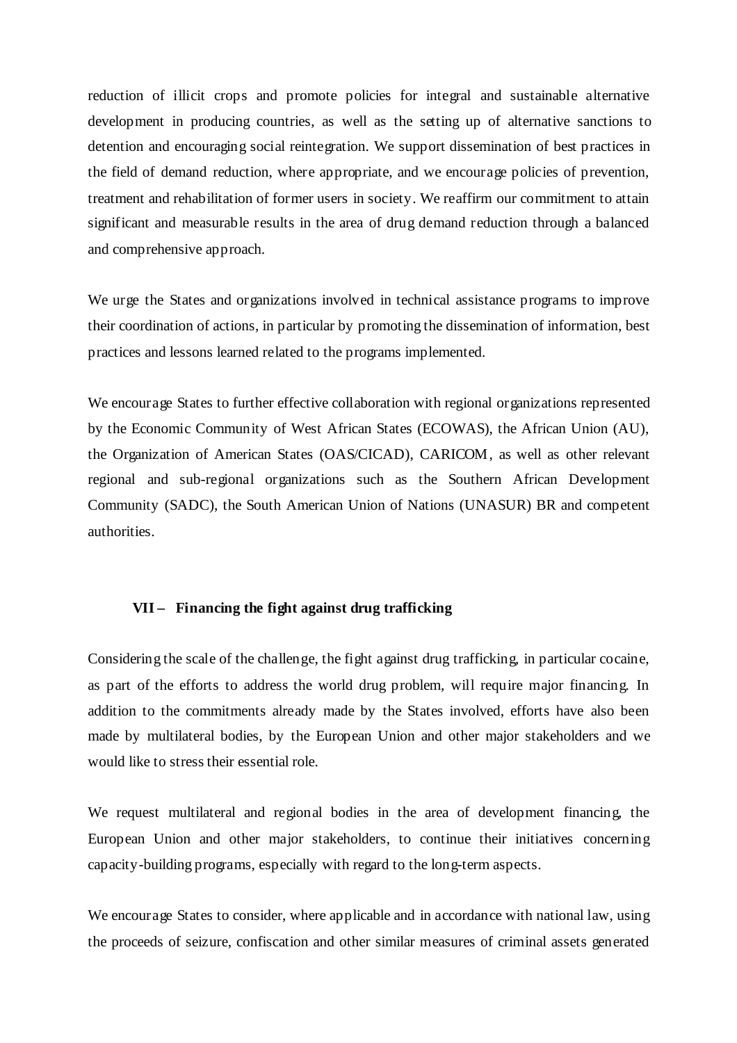reduction of illicit crops and promote policies for integral and sustainable alternative development in producing countries, as well as the setting up of alternative sanctions to detention and encouraging social reintegration. We support dissemination of best practices in the field of demand reduction, where appropriate, and we encourage policies of prevention, treatment and rehabilitation of former users in society. We reaffirm our commitment to attain significant and measurable results in the area of drug demand reduction through a balanced and comprehensive approach.

We urge the States and organizations involved in technical assistance programs to improve their coordination of actions, in particular by promoting the dissemination of information, best practices and lessons learned related to the programs implemented.

We encourage States to further effective collaboration with regional organizations represented by the Economic Community of West African States (ECOWAS), the African Union (AU), the Organization of American States (OAS/CICAD), CARICOM, as well as other relevant regional and sub-regional organizations such as the Southern African Development Community (SADC), the South American Union of Nations (UNASUR) BR and competent authorities.

## VII – Financing the fight against drug trafficking

Considering the scale of the challenge, the fight against drug trafficking, in particular cocaine, as part of the efforts to address the world drug problem, will require major financing. In addition to the commitments already made by the States involved, efforts have also been made by multilateral bodies, by the European Union and other major stakeholders and we would like to stress their essential role.

We request multilateral and regional bodies in the area of development financing, the European Union and other major stakeholders, to continue their initiatives concerning capacity-building programs, especially with regard to the long-term aspects.

We encourage States to consider, where applicable and in accordance with national law, using the proceeds of seizure, confiscation and other similar measures of criminal assets generated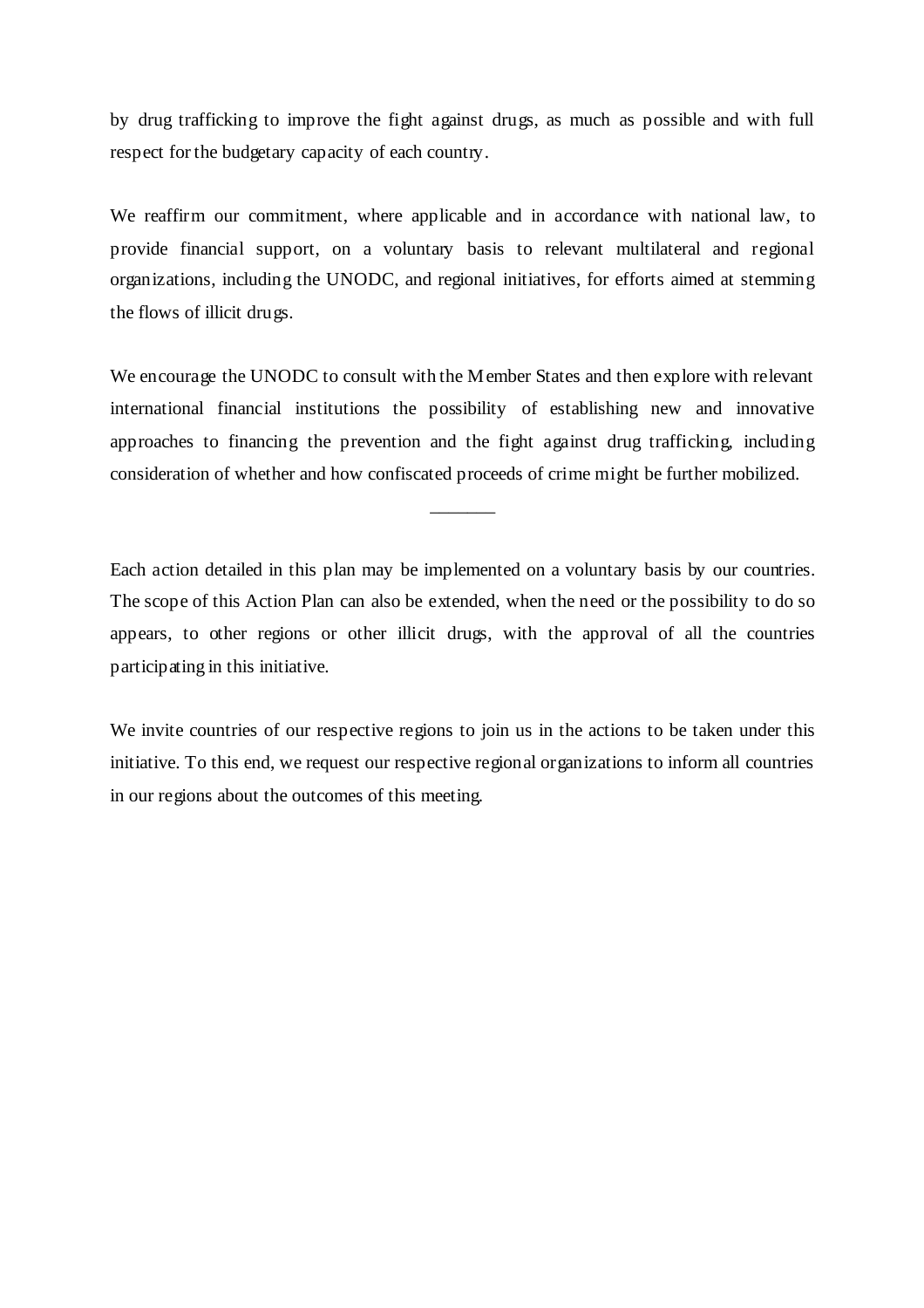by drug trafficking to improve the fight against drugs, as much as possible and with full respect for the budgetary capacity of each country.

We reaffirm our commitment, where applicable and in accordance with national law, to provide financial support, on a voluntary basis to relevant multilateral and regional organizations, including the UNODC, and regional initiatives, for efforts aimed at stemming the flows of illicit drugs.

We encourage the UNODC to consult with the Member States and then explore with relevant international financial institutions the possibility of establishing new and innovative approaches to financing the prevention and the fight against drug trafficking, including consideration of whether and how confiscated proceeds of crime might be further mobilized.

---

Each action detailed in this plan may be implemented on a voluntary basis by our countries. The scope of this Action Plan can also be extended, when the need or the possibility to do so appears, to other regions or other illicit drugs, with the approval of all the countries participating in this initiative.

We invite countries of our respective regions to join us in the actions to be taken under this initiative. To this end, we request our respective regional organizations to inform all countries in our regions about the outcomes of this meeting.